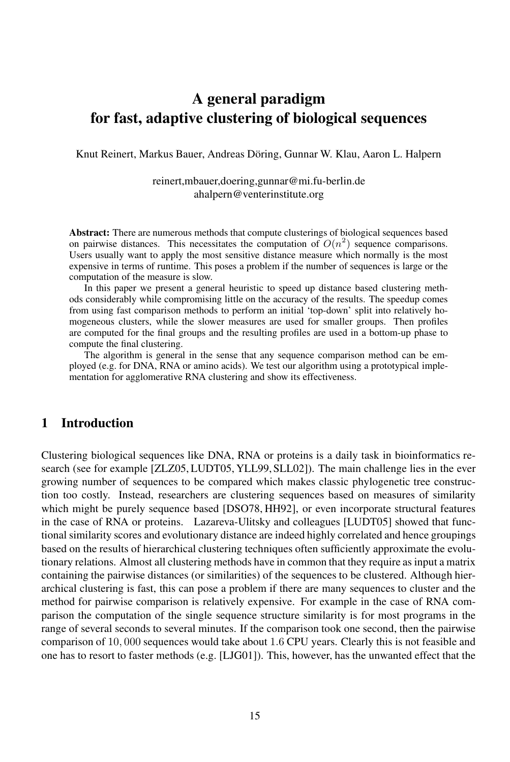# A general paradigm for fast, adaptive clustering of biological sequences

Knut Reinert, Markus Bauer, Andreas Döring, Gunnar W. Klau, Aaron L. Halpern

reinert,mbauer,doering,gunnar@mi.fu-berlin.de
ahalpern@venterinstitute.org

**Abstract:** There are numerous methods that compute clusterings of biological sequences based on pairwise distances. This necessitates the computation of $O(n^2)$ sequence comparisons. Users usually want to apply the most sensitive distance measure which normally is the most expensive in terms of runtime. This poses a problem if the number of sequences is large or the computation of the measure is slow.

In this paper we present a general heuristic to speed up distance based clustering methods considerably while compromising little on the accuracy of the results. The speedup comes from using fast comparison methods to perform an initial 'top-down' split into relatively homogeneous clusters, while the slower measures are used for smaller groups. Then profiles are computed for the final groups and the resulting profiles are used in a bottom-up phase to compute the final clustering.

The algorithm is general in the sense that any sequence comparison method can be employed (e.g. for DNA, RNA or amino acids). We test our algorithm using a prototypical implementation for agglomerative RNA clustering and show its effectiveness.

## 1 Introduction

Clustering biological sequences like DNA, RNA or proteins is a daily task in bioinformatics research (see for example [ZLZ05, LUDT05, YLL99, SLL02]). The main challenge lies in the ever growing number of sequences to be compared which makes classic phylogenetic tree construction too costly. Instead, researchers are clustering sequences based on measures of similarity which might be purely sequence based [DSO78, HH92], or even incorporate structural features in the case of RNA or proteins. Lazareva-Ulitsky and colleagues [LUDT05] showed that functional similarity scores and evolutionary distance are indeed highly correlated and hence groupings based on the results of hierarchical clustering techniques often sufficiently approximate the evolutionary relations. Almost all clustering methods have in common that they require as input a matrix containing the pairwise distances (or similarities) of the sequences to be clustered. Although hierarchical clustering is fast, this can pose a problem if there are many sequences to cluster and the method for pairwise comparison is relatively expensive. For example in the case of RNA comparison the computation of the single sequence structure similarity is for most programs in the range of several seconds to several minutes. If the comparison took one second, then the pairwise comparison of $10,000$ sequences would take about $1.6$ CPU years. Clearly this is not feasible and one has to resort to faster methods (e.g. [LJG01]). This, however, has the unwanted effect that the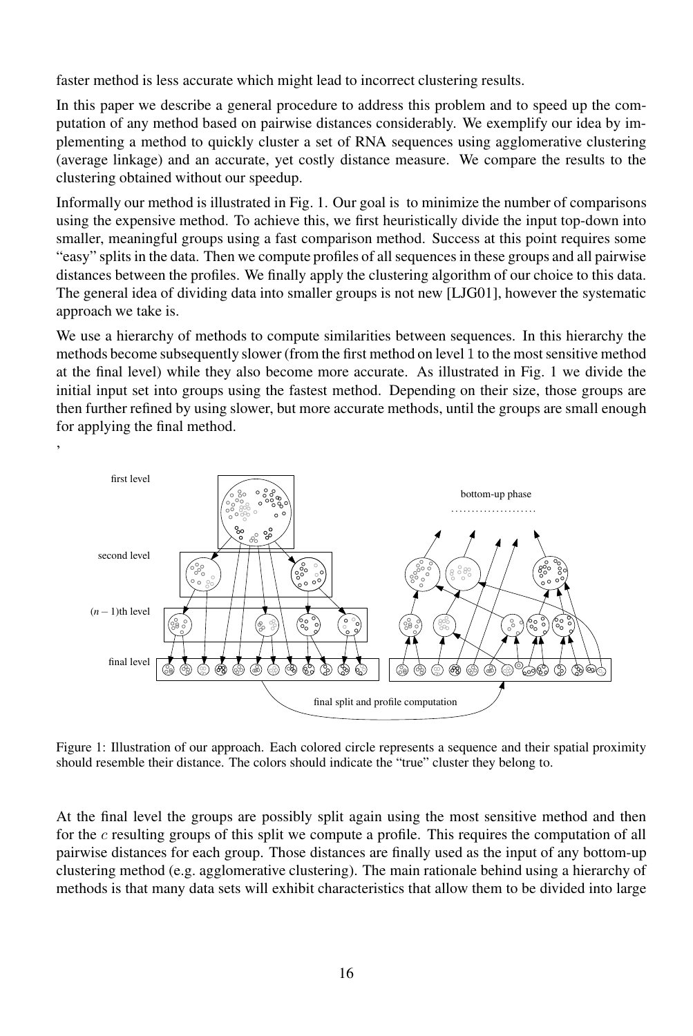faster method is less accurate which might lead to incorrect clustering results.

In this paper we describe a general procedure to address this problem and to speed up the computation of any method based on pairwise distances considerably. We exemplify our idea by implementing a method to quickly cluster a set of RNA sequences using agglomerative clustering (average linkage) and an accurate, yet costly distance measure. We compare the results to the clustering obtained without our speedup.

Informally our method is illustrated in Fig. 1. Our goal is to minimize the number of comparisons using the expensive method. To achieve this, we first heuristically divide the input top-down into smaller, meaningful groups using a fast comparison method. Success at this point requires some "easy" splits in the data. Then we compute profiles of all sequences in these groups and all pairwise distances between the profiles. We finally apply the clustering algorithm of our choice to this data. The general idea of dividing data into smaller groups is not new [LJG01], however the systematic approach we take is.

We use a hierarchy of methods to compute similarities between sequences. In this hierarchy the methods become subsequently slower (from the first method on level 1 to the most sensitive method at the final level) while they also become more accurate. As illustrated in Fig. 1 we divide the initial input set into groups using the fastest method. Depending on their size, those groups are then further refined by using slower, but more accurate methods, until the groups are small enough for applying the final method.

,

Figure 1: Illustration of our approach. Each colored circle represents a sequence and their spatial proximity should resemble their distance. The colors should indicate the "true" cluster they belong to.

At the final level the groups are possibly split again using the most sensitive method and then for the $c$ resulting groups of this split we compute a profile. This requires the computation of all pairwise distances for each group. Those distances are finally used as the input of any bottom-up clustering method (e.g. agglomerative clustering). The main rationale behind using a hierarchy of methods is that many data sets will exhibit characteristics that allow them to be divided into large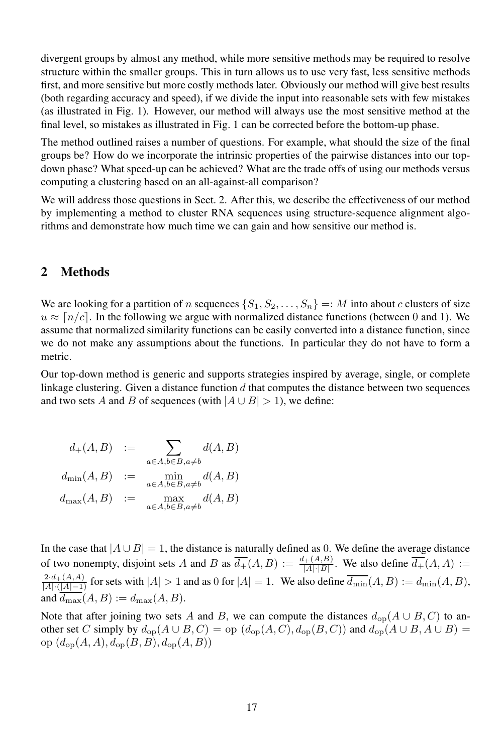divergent groups by almost any method, while more sensitive methods may be required to resolve structure within the smaller groups. This in turn allows us to use very fast, less sensitive methods first, and more sensitive but more costly methods later. Obviously our method will give best results (both regarding accuracy and speed), if we divide the input into reasonable sets with few mistakes (as illustrated in Fig. 1). However, our method will always use the most sensitive method at the final level, so mistakes as illustrated in Fig. 1 can be corrected before the bottom-up phase.

The method outlined raises a number of questions. For example, what should the size of the final groups be? How do we incorporate the intrinsic properties of the pairwise distances into our top-down phase? What speed-up can be achieved? What are the trade offs of using our methods versus computing a clustering based on an all-against-all comparison?

We will address those questions in Sect. 2. After this, we describe the effectiveness of our method by implementing a method to cluster RNA sequences using structure-sequence alignment algorithms and demonstrate how much time we can gain and how sensitive our method is.

## 2 Methods

We are looking for a partition of $n$ sequences $\{S_1, S_2, \ldots, S_n\} =: M$ into about $c$ clusters of size $u \approx \lceil n/c \rceil$. In the following we argue with normalized distance functions (between 0 and 1). We assume that normalized similarity functions can be easily converted into a distance function, since we do not make any assumptions about the functions. In particular they do not have to form a metric.

Our top-down method is generic and supports strategies inspired by average, single, or complete linkage clustering. Given a distance function $d$ that computes the distance between two sequences and two sets $A$ and $B$ of sequences (with $|A \cup B| > 1$), we define:

$$
\begin{aligned}
d_{+}(A, B) &:= \sum_{a \in A, b \in B, a \neq b} d(A, B) \\
d_{\min}(A, B) &:= \min_{a \in A, b \in B, a \neq b} d(A, B) \\
d_{\max}(A, B) &:= \max_{a \in A, b \in B, a \neq b} d(A, B)
\end{aligned}
$$

In the case that $|A \cup B| = 1$, the distance is naturally defined as 0. We define the average distance of two nonempty, disjoint sets $A$ and $B$ as $\overline{d_+}(A, B) := \frac{d_+(A,B)}{|A| \cdot |B|}$. We also define $\overline{d_+}(A, A) := \frac{2 \cdot d_+(A,A)}{|A| \cdot (|A|-1)}$ for sets with $|A| > 1$ and as 0 for $|A| = 1$. We also define $\overline{d_{\min}}(A, B) := d_{\min}(A, B)$, and $\overline{d_{\max}}(A, B) := d_{\max}(A, B)$.

Note that after joining two sets $A$ and $B$, we can compute the distances $d_{\mathrm{op}}(A \cup B, C)$ to another set $C$ simply by $d_{\mathrm{op}}(A \cup B, C) = \mathrm{op}\ (d_{\mathrm{op}}(A, C), d_{\mathrm{op}}(B, C))$ and $d_{\mathrm{op}}(A \cup B, A \cup B) = \mathrm{op}\ (d_{\mathrm{op}}(A, A), d_{\mathrm{op}}(B, B), d_{\mathrm{op}}(A, B))$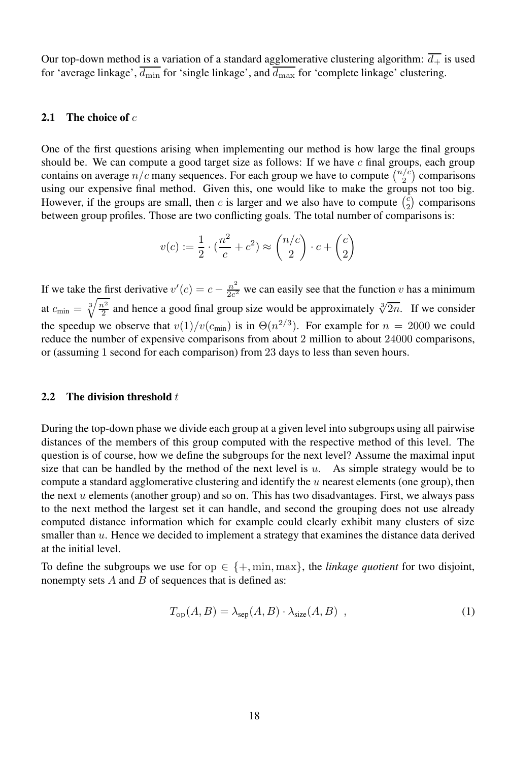Our top-down method is a variation of a standard agglomerative clustering algorithm: $\overline{d_+}$ is used for 'average linkage', $\overline{d_{\min}}$ for 'single linkage', and $\overline{d_{\max}}$ for 'complete linkage' clustering.

### 2.1 The choice of $c$

One of the first questions arising when implementing our method is how large the final groups should be. We can compute a good target size as follows: If we have $c$ final groups, each group contains on average $n/c$ many sequences. For each group we have to compute $\binom{n/c}{2}$ comparisons using our expensive final method. Given this, one would like to make the groups not too big. However, if the groups are small, then $c$ is larger and we also have to compute $\binom{c}{2}$ comparisons between group profiles. Those are two conflicting goals. The total number of comparisons is:

$$v(c) := \frac{1}{2} \cdot (\frac{n^2}{c} + c^2) \approx \binom{n/c}{2} \cdot c + \binom{c}{2}$$

If we take the first derivative $v'(c) = c - \frac{n^2}{2c^2}$ we can easily see that the function $v$ has a minimum at $c_{\text{min}} = \sqrt[3]{\frac{n^2}{2}}$ and hence a good final group size would be approximately $\sqrt[3]{2n}$. If we consider the speedup we observe that $v(1)/v(c_{\text{min}})$ is in $\Theta(n^{2/3})$. For example for $n = 2000$ we could reduce the number of expensive comparisons from about 2 million to about $24000$ comparisons, or (assuming $1$ second for each comparison) from 23 days to less than seven hours.

### 2.2 The division threshold $t$

During the top-down phase we divide each group at a given level into subgroups using all pairwise distances of the members of this group computed with the respective method of this level. The question is of course, how we define the subgroups for the next level? Assume the maximal input size that can be handled by the method of the next level is $u$. As simple strategy would be to compute a standard agglomerative clustering and identify the $u$ nearest elements (one group), then the next $u$ elements (another group) and so on. This has two disadvantages. First, we always pass to the next method the largest set it can handle, and second the grouping does not use already computed distance information which for example could clearly exhibit many clusters of size smaller than $u$. Hence we decided to implement a strategy that examines the distance data derived at the initial level.

To define the subgroups we use for $\text{op} \in \{+, \min, \max\}$, the *linkage quotient* for two disjoint, nonempty sets $A$ and $B$ of sequences that is defined as:

$$T_{\text{op}}(A, B) = \lambda_{\text{sep}}(A, B) \cdot \lambda_{\text{size}}(A, B) \ , \tag{1}$$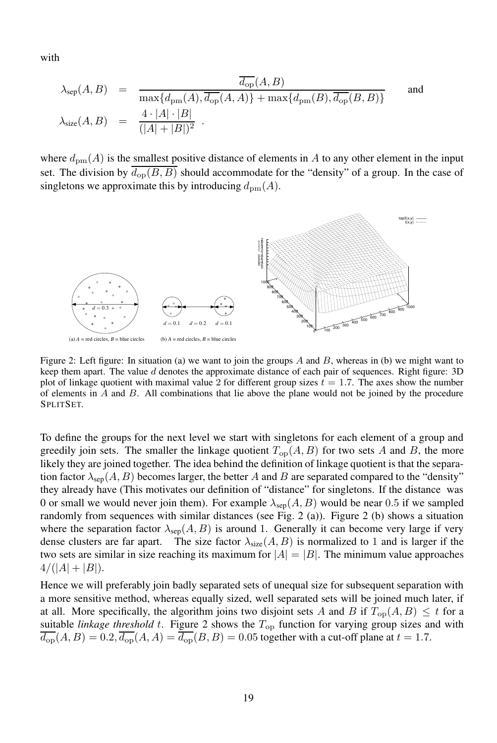with

$$\lambda_{\text{sep}}(A,B) = \frac{\overline{d_{\text{op}}}(A,B)}{\max\{d_{\text{pm}}(A), \overline{d_{\text{op}}}(A,A)\} + \max\{d_{\text{pm}}(B), \overline{d_{\text{op}}}(B,B)\}} \quad \text{and}$$

$$\lambda_{\text{size}}(A,B) = \frac{4 \cdot |A| \cdot |B|}{(|A|+|B|)^2} .$$

where $d_{\text{pm}}(A)$ is the smallest positive distance of elements in $A$ to any other element in the input set. The division by $\overline{d_{\text{op}}(B,B)}$ should accommodate for the "density" of a group. In the case of singletons we approximate this by introducing $d_{\text{pm}}(A)$.

Figure 2: Left figure: In situation (a) we want to join the groups $A$ and $B$, whereas in (b) we might want to keep them apart. The value $d$ denotes the approximate distance of each pair of sequences. Right figure: 3D plot of linkage quotient with maximal value 2 for different group sizes $t = 1.7$. The axes show the number of elements in $A$ and $B$. All combinations that lie above the plane would not be joined by the procedure SPLITSET.

To define the groups for the next level we start with singletons for each element of a group and greedily join sets. The smaller the linkage quotient $T_{\text{op}}(A,B)$ for two sets $A$ and $B$, the more likely they are joined together. The idea behind the definition of linkage quotient is that the separation factor $\lambda_{\text{sep}}(A,B)$ becomes larger, the better $A$ and $B$ are separated compared to the "density" they already have (This motivates our definition of "distance" for singletons. If the distance was 0 or small we would never join them). For example $\lambda_{\text{sep}}(A,B)$ would be near $0.5$ if we sampled randomly from sequences with similar distances (see Fig. 2 (a)). Figure 2 (b) shows a situation where the separation factor $\lambda_{\text{sep}}(A,B)$ is around 1. Generally it can become very large if very dense clusters are far apart. The size factor $\lambda_{\text{size}}(A,B)$ is normalized to 1 and is larger if the two sets are similar in size reaching its maximum for $|A| = |B|$. The minimum value approaches $4/(|A|+|B|)$.

Hence we will preferably join badly separated sets of unequal size for subsequent separation with a more sensitive method, whereas equally sized, well separated sets will be joined much later, if at all. More specifically, the algorithm joins two disjoint sets $A$ and $B$ if $T_{\text{op}}(A,B) \leq t$ for a suitable *linkage threshold* $t$. Figure 2 shows the $T_{\text{op}}$ function for varying group sizes and with $\overline{d_{\text{op}}}(A,B) = 0.2, \overline{d_{\text{op}}}(A,A) = \overline{d_{\text{op}}}(B,B) = 0.05$ together with a cut-off plane at $t = 1.7$.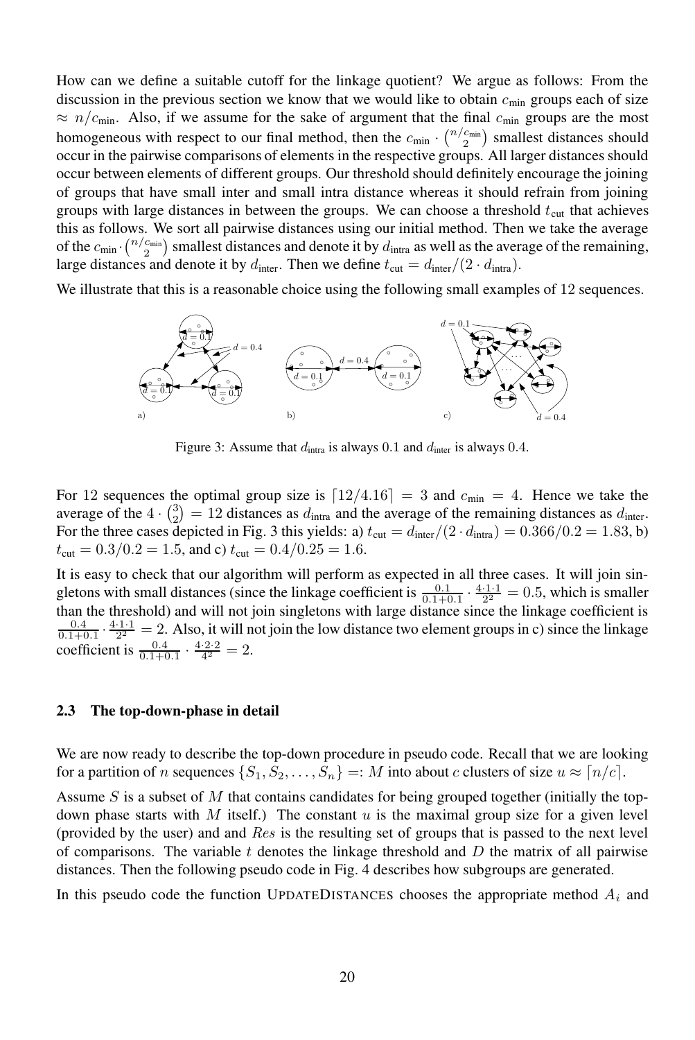How can we define a suitable cutoff for the linkage quotient? We argue as follows: From the discussion in the previous section we know that we would like to obtain $c_{\text{min}}$ groups each of size $\approx n/c_{\text{min}}$. Also, if we assume for the sake of argument that the final $c_{\text{min}}$ groups are the most homogeneous with respect to our final method, then the $c_{\text{min}} \cdot \binom{n/c_{\text{min}}}{2}$ smallest distances should occur in the pairwise comparisons of elements in the respective groups. All larger distances should occur between elements of different groups. Our threshold should definitely encourage the joining of groups that have small inter and small intra distance whereas it should refrain from joining groups with large distances in between the groups. We can choose a threshold $t_{\text{cut}}$ that achieves this as follows. We sort all pairwise distances using our initial method. Then we take the average of the $c_{\text{min}} \cdot \binom{n/c_{\text{min}}}{2}$ smallest distances and denote it by $d_{\text{intra}}$ as well as the average of the remaining, large distances and denote it by $d_{\text{inter}}$. Then we define $t_{\text{cut}} = d_{\text{inter}}/(2 \cdot d_{\text{intra}})$.

We illustrate this is a reasonable choice using the following small examples of 12 sequences.

Figure 3: Assume that $d_{\text{intra}}$ is always 0.1 and $d_{\text{inter}}$ is always 0.4.

For 12 sequences the optimal group size is $\lceil 12/4.16 \rceil = 3$ and $c_{\text{min}} = 4$. Hence we take the average of the $4 \cdot \binom{3}{2} = 12$ distances as $d_{\text{intra}}$ and the average of the remaining distances as $d_{\text{inter}}$. For the three cases depicted in Fig. 3 this yields: a) $t_{\text{cut}} = d_{\text{inter}}/(2 \cdot d_{\text{intra}}) = 0.366/0.2 = 1.83$, b) $t_{\text{cut}} = 0.3/0.2 = 1.5$, and c) $t_{\text{cut}} = 0.4/0.25 = 1.6$.

It is easy to check that our algorithm will perform as expected in all three cases. It will join singletons with small distances (since the linkage coefficient is $\frac{0.1}{0.1+0.1} \cdot \frac{4 \cdot 1 \cdot 1}{2^2} = 0.5$, which is smaller than the threshold) and will not join singletons with large distance since the linkage coefficient is $\frac{0.4}{0.1+0.1} \cdot \frac{4 \cdot 1 \cdot 1}{2^2} = 2$. Also, it will not join the low distance two element groups in c) since the linkage coefficient is $\frac{0.4}{0.1+0.1} \cdot \frac{4 \cdot 2 \cdot 2}{4^2} = 2$.

### 2.3 The top-down-phase in detail

We are now ready to describe the top-down procedure in pseudo code. Recall that we are looking for a partition of $n$ sequences $\{S_1, S_2, \ldots, S_n\} =: M$ into about $c$ clusters of size $u \approx \lceil n/c \rceil$.

Assume $S$ is a subset of $M$ that contains candidates for being grouped together (initially the top-down phase starts with $M$ itself.) The constant $u$ is the maximal group size for a given level (provided by the user) and and $Res$ is the resulting set of groups that is passed to the next level of comparisons. The variable $t$ denotes the linkage threshold and $D$ the matrix of all pairwise distances. Then the following pseudo code in Fig. 4 describes how subgroups are generated.

In this pseudo code the function UPDATEDISTANCES chooses the appropriate method $A_i$ and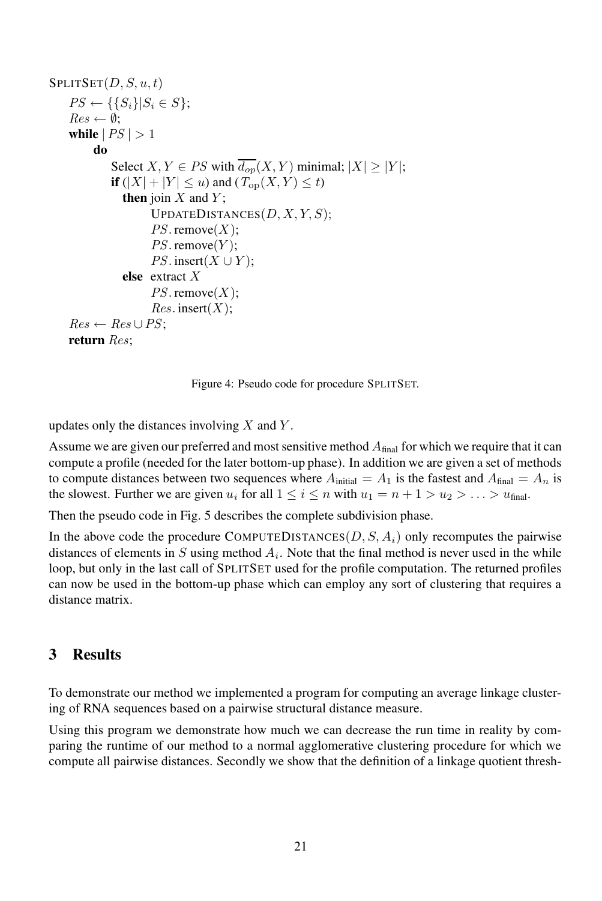```
SPLITSET(D, S, u, t)
    PS ← {{S_i} | S_i ∈ S};
    Res ← ∅;
    while | PS | > 1
        do
            Select X, Y ∈ PS with d̄_op(X, Y) minimal; |X| ≥ |Y|;
            if (|X| + |Y| ≤ u) and (T_op(X, Y) ≤ t)
              then join X and Y;
                    UPDATEDISTANCES(D, X, Y, S);
                    PS.remove(X);
                    PS.remove(Y);
                    PS.insert(X ∪ Y);
              else  extract X
                    PS.remove(X);
                    Res.insert(X);
    Res ← Res ∪ PS;
    return Res;
```

Figure 4: Pseudo code for procedure SPLITSET.

updates only the distances involving $X$ and $Y$.

Assume we are given our preferred and most sensitive method $A_{\text{final}}$ for which we require that it can compute a profile (needed for the later bottom-up phase). In addition we are given a set of methods to compute distances between two sequences where $A_{\text{initial}} = A_1$ is the fastest and $A_{\text{final}} = A_n$ is the slowest. Further we are given $u_i$ for all $1 \leq i \leq n$ with $u_1 = n + 1 > u_2 > \ldots > u_{\text{final}}$.

Then the pseudo code in Fig. 5 describes the complete subdivision phase.

In the above code the procedure COMPUTEDISTANCES$(D, S, A_i)$ only recomputes the pairwise distances of elements in $S$ using method $A_i$. Note that the final method is never used in the while loop, but only in the last call of SPLITSET used for the profile computation. The returned profiles can now be used in the bottom-up phase which can employ any sort of clustering that requires a distance matrix.

## 3 Results

To demonstrate our method we implemented a program for computing an average linkage clustering of RNA sequences based on a pairwise structural distance measure.

Using this program we demonstrate how much we can decrease the run time in reality by comparing the runtime of our method to a normal agglomerative clustering procedure for which we compute all pairwise distances. Secondly we show that the definition of a linkage quotient thresh-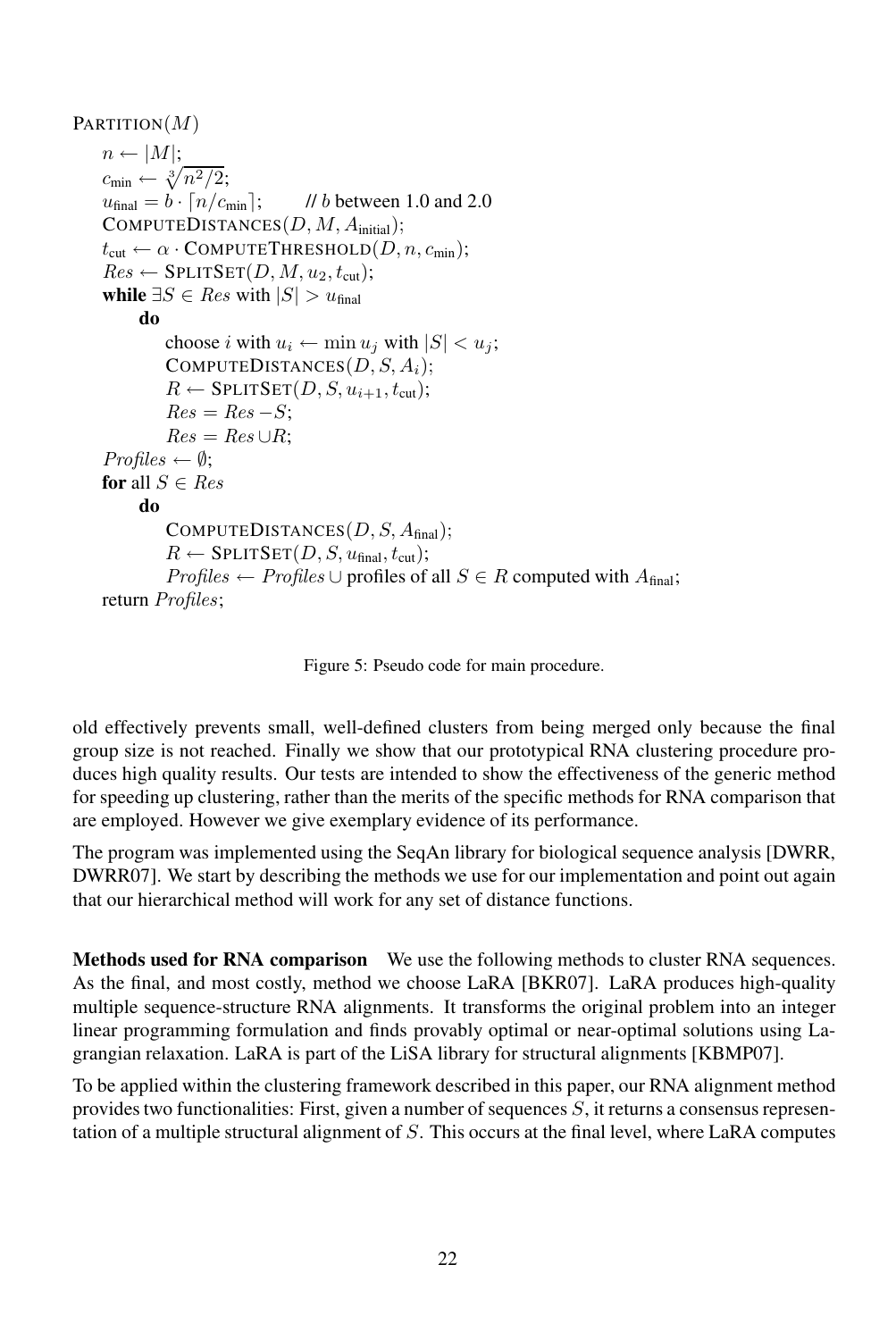```
PARTITION(M)
    n ← |M|;
    c_min ← ∛(n²/2);
    u_final = b · ⌈n/c_min⌉;        // b between 1.0 and 2.0
    COMPUTEDISTANCES(D, M, A_initial);
    t_cut ← α · COMPUTETHRESHOLD(D, n, c_min);
    Res ← SPLITSET(D, M, u_2, t_cut);
    while ∃S ∈ Res with |S| > u_final
        do
            choose i with u_i ← min u_j with |S| < u_j;
            COMPUTEDISTANCES(D, S, A_i);
            R ← SPLITSET(D, S, u_{i+1}, t_cut);
            Res = Res − S;
            Res = Res ∪ R;
    Profiles ← ∅;
    for all S ∈ Res
        do
            COMPUTEDISTANCES(D, S, A_final);
            R ← SPLITSET(D, S, u_final, t_cut);
            Profiles ← Profiles ∪ profiles of all S ∈ R computed with A_final;
    return Profiles;
```

Figure 5: Pseudo code for main procedure.

old effectively prevents small, well-defined clusters from being merged only because the final group size is not reached. Finally we show that our prototypical RNA clustering procedure produces high quality results. Our tests are intended to show the effectiveness of the generic method for speeding up clustering, rather than the merits of the specific methods for RNA comparison that are employed. However we give exemplary evidence of its performance.

The program was implemented using the SeqAn library for biological sequence analysis [DWRR, DWRR07]. We start by describing the methods we use for our implementation and point out again that our hierarchical method will work for any set of distance functions.

**Methods used for RNA comparison** We use the following methods to cluster RNA sequences. As the final, and most costly, method we choose LaRA [BKR07]. LaRA produces high-quality multiple sequence-structure RNA alignments. It transforms the original problem into an integer linear programming formulation and finds provably optimal or near-optimal solutions using Lagrangian relaxation. LaRA is part of the LiSA library for structural alignments [KBMP07].

To be applied within the clustering framework described in this paper, our RNA alignment method provides two functionalities: First, given a number of sequences $S$, it returns a consensus representation of a multiple structural alignment of $S$. This occurs at the final level, where LaRA computes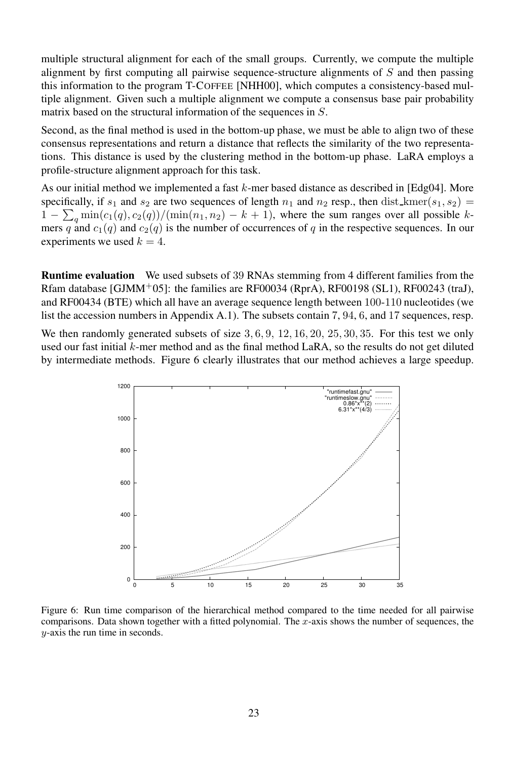multiple structural alignment for each of the small groups. Currently, we compute the multiple alignment by first computing all pairwise sequence-structure alignments of $S$ and then passing this information to the program T-COFFEE [NHH00], which computes a consistency-based multiple alignment. Given such a multiple alignment we compute a consensus base pair probability matrix based on the structural information of the sequences in $S$.

Second, as the final method is used in the bottom-up phase, we must be able to align two of these consensus representations and return a distance that reflects the similarity of the two representations. This distance is used by the clustering method in the bottom-up phase. LaRA employs a profile-structure alignment approach for this task.

As our initial method we implemented a fast $k$-mer based distance as described in [Edg04]. More specifically, if $s_1$ and $s_2$ are two sequences of length $n_1$ and $n_2$ resp., then $\mathrm{dist\_kmer}(s_1, s_2) = 1 - \sum_q \min(c_1(q), c_2(q))/(\min(n_1, n_2) - k + 1)$, where the sum ranges over all possible $k$-mers $q$ and $c_1(q)$ and $c_2(q)$ is the number of occurrences of $q$ in the respective sequences. In our experiments we used $k = 4$.

**Runtime evaluation** We used subsets of 39 RNAs stemming from 4 different families from the Rfam database [GJMM[+]05]: the families are RF00034 (RprA), RF00198 (SL1), RF00243 (traJ), and RF00434 (BTE) which all have an average sequence length between 100-110 nucleotides (we list the accession numbers in Appendix A.1). The subsets contain 7, 94, 6, and 17 sequences, resp.

We then randomly generated subsets of size $3, 6, 9, 12, 16, 20, 25, 30, 35$. For this test we only used our fast initial $k$-mer method and as the final method LaRA, so the results do not get diluted by intermediate methods. Figure 6 clearly illustrates that our method achieves a large speedup.

Figure 6: Run time comparison of the hierarchical method compared to the time needed for all pairwise comparisons. Data shown together with a fitted polynomial. The $x$-axis shows the number of sequences, the $y$-axis the run time in seconds.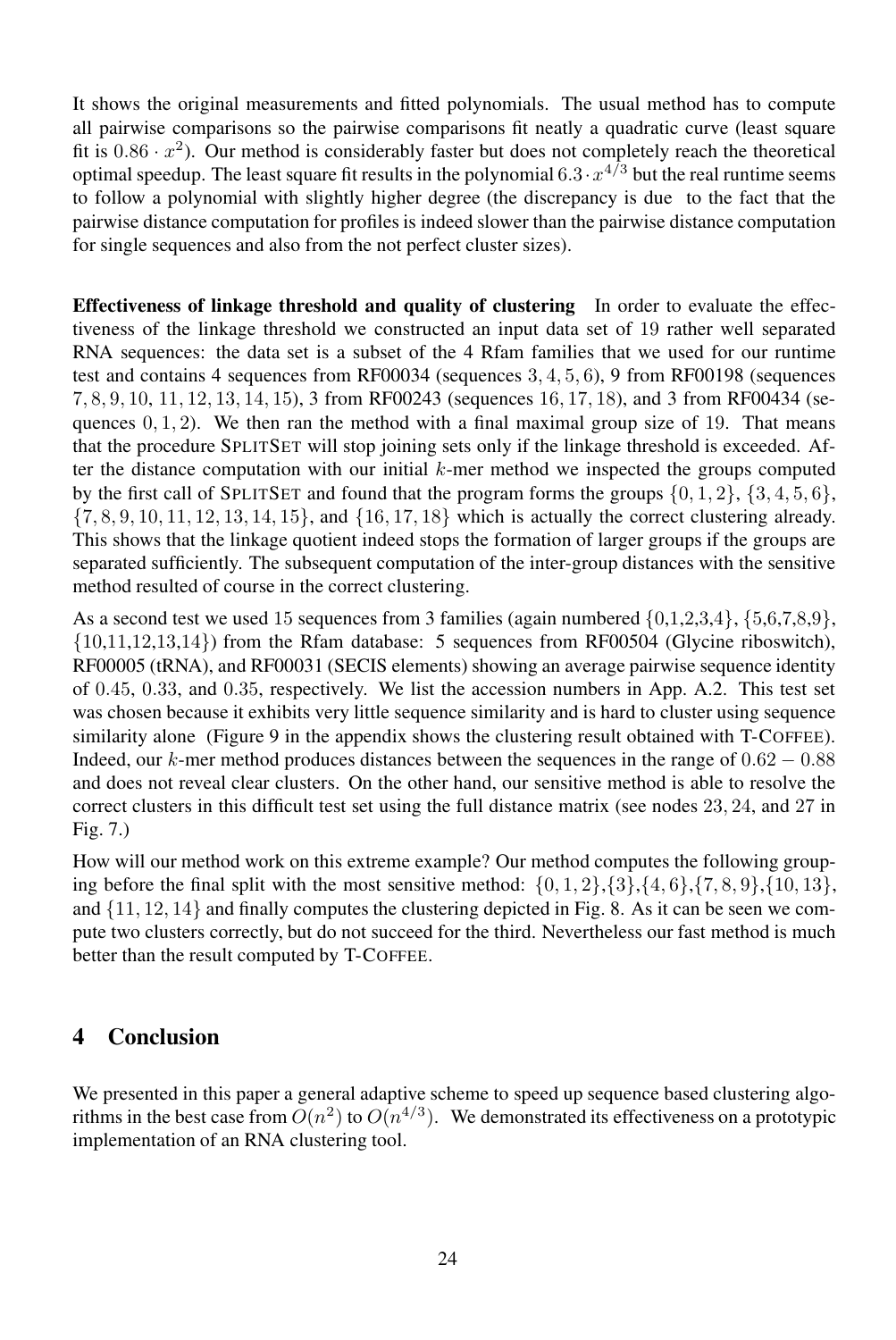It shows the original measurements and fitted polynomials. The usual method has to compute all pairwise comparisons so the pairwise comparisons fit neatly a quadratic curve (least square fit is $0.86 \cdot x^2$). Our method is considerably faster but does not completely reach the theoretical optimal speedup. The least square fit results in the polynomial $6.3 \cdot x^{4/3}$ but the real runtime seems to follow a polynomial with slightly higher degree (the discrepancy is due to the fact that the pairwise distance computation for profiles is indeed slower than the pairwise distance computation for single sequences and also from the not perfect cluster sizes).

**Effectiveness of linkage threshold and quality of clustering** In order to evaluate the effectiveness of the linkage threshold we constructed an input data set of 19 rather well separated RNA sequences: the data set is a subset of the 4 Rfam families that we used for our runtime test and contains 4 sequences from RF00034 (sequences $3, 4, 5, 6$), 9 from RF00198 (sequences $7, 8, 9, 10, 11, 12, 13, 14, 15$), 3 from RF00243 (sequences $16, 17, 18$), and 3 from RF00434 (sequences $0, 1, 2$). We then ran the method with a final maximal group size of 19. That means that the procedure SPLITSET will stop joining sets only if the linkage threshold is exceeded. After the distance computation with our initial $k$-mer method we inspected the groups computed by the first call of SPLITSET and found that the program forms the groups $\{0, 1, 2\}$, $\{3, 4, 5, 6\}$, $\{7, 8, 9, 10, 11, 12, 13, 14, 15\}$, and $\{16, 17, 18\}$ which is actually the correct clustering already. This shows that the linkage quotient indeed stops the formation of larger groups if the groups are separated sufficiently. The subsequent computation of the inter-group distances with the sensitive method resulted of course in the correct clustering.

As a second test we used 15 sequences from 3 families (again numbered $\{0,1,2,3,4\}$, $\{5,6,7,8,9\}$, $\{10,11,12,13,14\}$) from the Rfam database: 5 sequences from RF00504 (Glycine riboswitch), RF00005 (tRNA), and RF00031 (SECIS elements) showing an average pairwise sequence identity of $0.45$, $0.33$, and $0.35$, respectively. We list the accession numbers in App. A.2. This test set was chosen because it exhibits very little sequence similarity and is hard to cluster using sequence similarity alone (Figure 9 in the appendix shows the clustering result obtained with T-COFFEE). Indeed, our $k$-mer method produces distances between the sequences in the range of $0.62 - 0.88$ and does not reveal clear clusters. On the other hand, our sensitive method is able to resolve the correct clusters in this difficult test set using the full distance matrix (see nodes $23, 24$, and $27$ in Fig. 7.)

How will our method work on this extreme example? Our method computes the following grouping before the final split with the most sensitive method: $\{0, 1, 2\}$,$\{3\}$,$\{4, 6\}$,$\{7, 8, 9\}$,$\{10, 13\}$, and $\{11, 12, 14\}$ and finally computes the clustering depicted in Fig. 8. As it can be seen we compute two clusters correctly, but do not succeed for the third. Nevertheless our fast method is much better than the result computed by T-COFFEE.

## 4 Conclusion

We presented in this paper a general adaptive scheme to speed up sequence based clustering algorithms in the best case from $O(n^2)$ to $O(n^{4/3})$. We demonstrated its effectiveness on a prototypic implementation of an RNA clustering tool.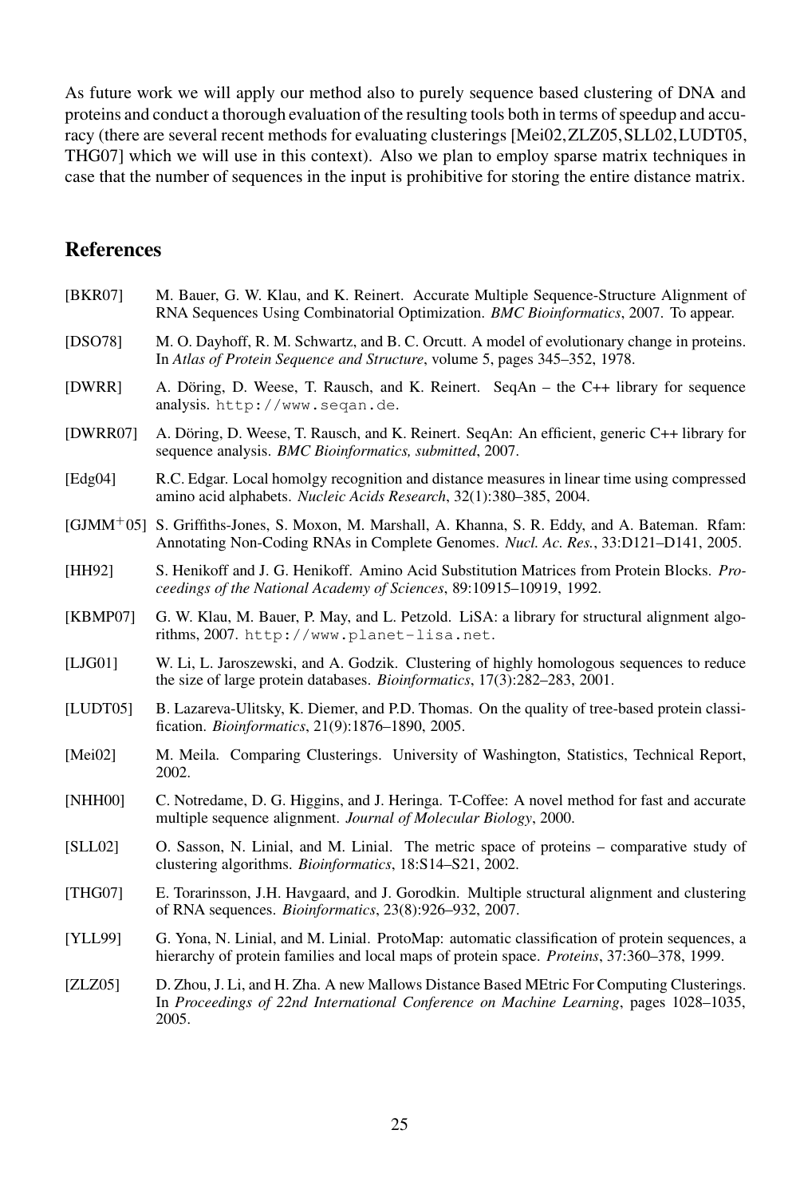As future work we will apply our method also to purely sequence based clustering of DNA and proteins and conduct a thorough evaluation of the resulting tools both in terms of speedup and accuracy (there are several recent methods for evaluating clusterings [Mei02, ZLZ05, SLL02, LUDT05, THG07] which we will use in this context). Also we plan to employ sparse matrix techniques in case that the number of sequences in the input is prohibitive for storing the entire distance matrix.

## References

[BKR07] M. Bauer, G. W. Klau, and K. Reinert. Accurate Multiple Sequence-Structure Alignment of RNA Sequences Using Combinatorial Optimization. *BMC Bioinformatics*, 2007. To appear.

[DSO78] M. O. Dayhoff, R. M. Schwartz, and B. C. Orcutt. A model of evolutionary change in proteins. In *Atlas of Protein Sequence and Structure*, volume 5, pages 345–352, 1978.

[DWRR] A. Döring, D. Weese, T. Rausch, and K. Reinert. SeqAn – the C++ library for sequence analysis. `http://www.seqan.de`.

[DWRR07] A. Döring, D. Weese, T. Rausch, and K. Reinert. SeqAn: An efficient, generic C++ library for sequence analysis. *BMC Bioinformatics, submitted*, 2007.

[Edg04] R.C. Edgar. Local homolgy recognition and distance measures in linear time using compressed amino acid alphabets. *Nucleic Acids Research*, 32(1):380–385, 2004.

[GJMM+05] S. Griffiths-Jones, S. Moxon, M. Marshall, A. Khanna, S. R. Eddy, and A. Bateman. Rfam: Annotating Non-Coding RNAs in Complete Genomes. *Nucl. Ac. Res.*, 33:D121–D141, 2005.

[HH92] S. Henikoff and J. G. Henikoff. Amino Acid Substitution Matrices from Protein Blocks. *Proceedings of the National Academy of Sciences*, 89:10915–10919, 1992.

[KBMP07] G. W. Klau, M. Bauer, P. May, and L. Petzold. LiSA: a library for structural alignment algorithms, 2007. `http://www.planet-lisa.net`.

[LJG01] W. Li, L. Jaroszewski, and A. Godzik. Clustering of highly homologous sequences to reduce the size of large protein databases. *Bioinformatics*, 17(3):282–283, 2001.

[LUDT05] B. Lazareva-Ulitsky, K. Diemer, and P.D. Thomas. On the quality of tree-based protein classification. *Bioinformatics*, 21(9):1876–1890, 2005.

[Mei02] M. Meila. Comparing Clusterings. University of Washington, Statistics, Technical Report, 2002.

[NHH00] C. Notredame, D. G. Higgins, and J. Heringa. T-Coffee: A novel method for fast and accurate multiple sequence alignment. *Journal of Molecular Biology*, 2000.

[SLL02] O. Sasson, N. Linial, and M. Linial. The metric space of proteins – comparative study of clustering algorithms. *Bioinformatics*, 18:S14–S21, 2002.

[THG07] E. Torarinsson, J.H. Havgaard, and J. Gorodkin. Multiple structural alignment and clustering of RNA sequences. *Bioinformatics*, 23(8):926–932, 2007.

[YLL99] G. Yona, N. Linial, and M. Linial. ProtoMap: automatic classification of protein sequences, a hierarchy of protein families and local maps of protein space. *Proteins*, 37:360–378, 1999.

[ZLZ05] D. Zhou, J. Li, and H. Zha. A new Mallows Distance Based MEtric For Computing Clusterings. In *Proceedings of 22nd International Conference on Machine Learning*, pages 1028–1035, 2005.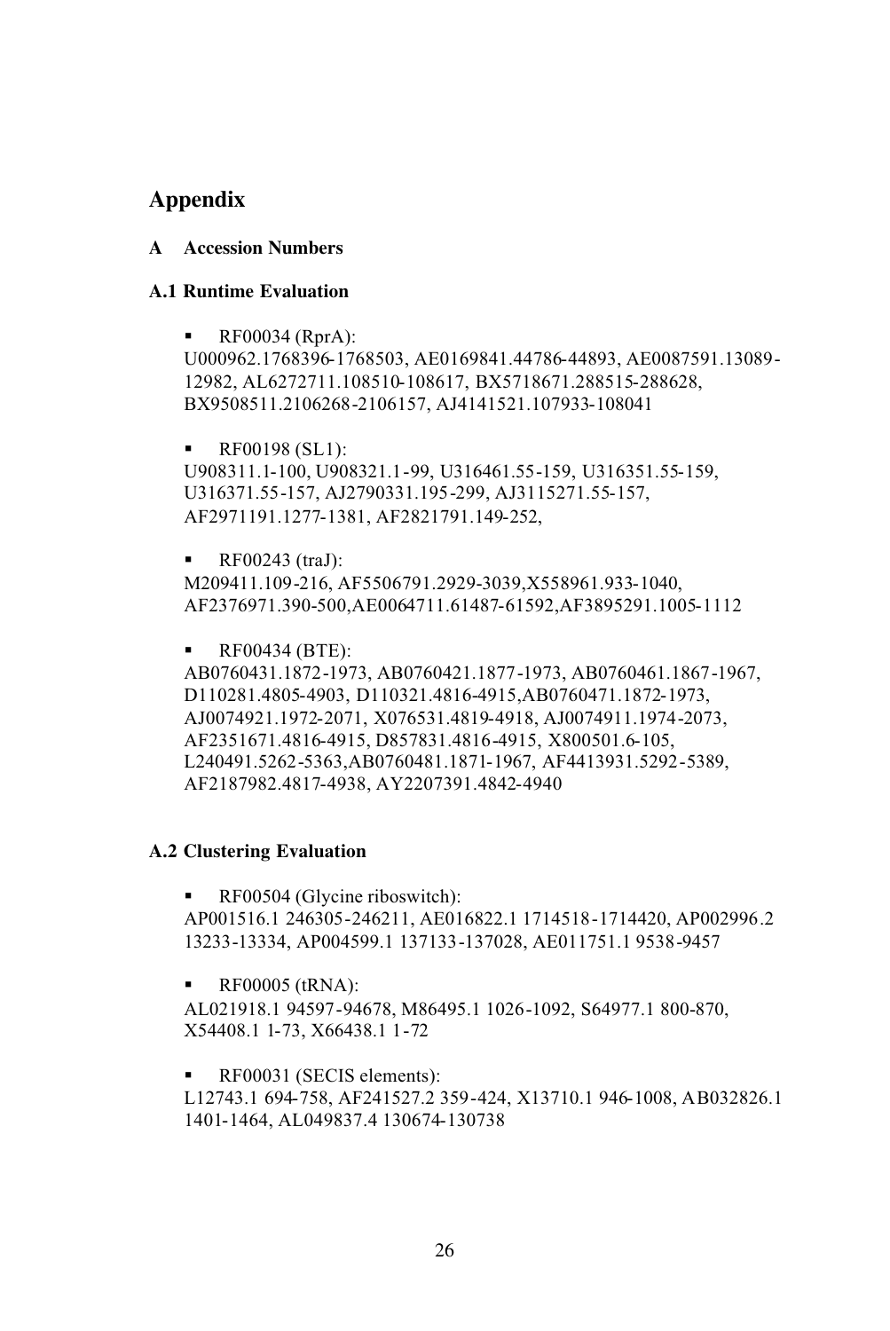# Appendix

## A Accession Numbers

### A.1 Runtime Evaluation

- RF00034 (RprA):
U000962.1768396-1768503, AE0169841.44786-44893, AE0087591.13089-12982, AL6272711.108510-108617, BX5718671.288515-288628, BX9508511.2106268-2106157, AJ4141521.107933-108041

- RF00198 (SL1):
U908311.1-100, U908321.1-99, U316461.55-159, U316351.55-159, U316371.55-157, AJ2790331.195-299, AJ3115271.55-157, AF2971191.1277-1381, AF2821791.149-252,

- RF00243 (traJ):
M209411.109-216, AF5506791.2929-3039,X558961.933-1040, AF2376971.390-500,AE0064711.61487-61592,AF3895291.1005-1112

- RF00434 (BTE):
AB0760431.1872-1973, AB0760421.1877-1973, AB0760461.1867-1967, D110281.4805-4903, D110321.4816-4915,AB0760471.1872-1973, AJ0074921.1972-2071, X076531.4819-4918, AJ0074911.1974-2073, AF2351671.4816-4915, D857831.4816-4915, X800501.6-105, L240491.5262-5363,AB0760481.1871-1967, AF4413931.5292-5389, AF2187982.4817-4938, AY2207391.4842-4940

### A.2 Clustering Evaluation

- RF00504 (Glycine riboswitch):
AP001516.1 246305-246211, AE016822.1 1714518-1714420, AP002996.2 13233-13334, AP004599.1 137133-137028, AE011751.1 9538-9457

- RF00005 (tRNA):
AL021918.1 94597-94678, M86495.1 1026-1092, S64977.1 800-870, X54408.1 1-73, X66438.1 1-72

- RF00031 (SECIS elements):
L12743.1 694-758, AF241527.2 359-424, X13710.1 946-1008, AB032826.1 1401-1464, AL049837.4 130674-130738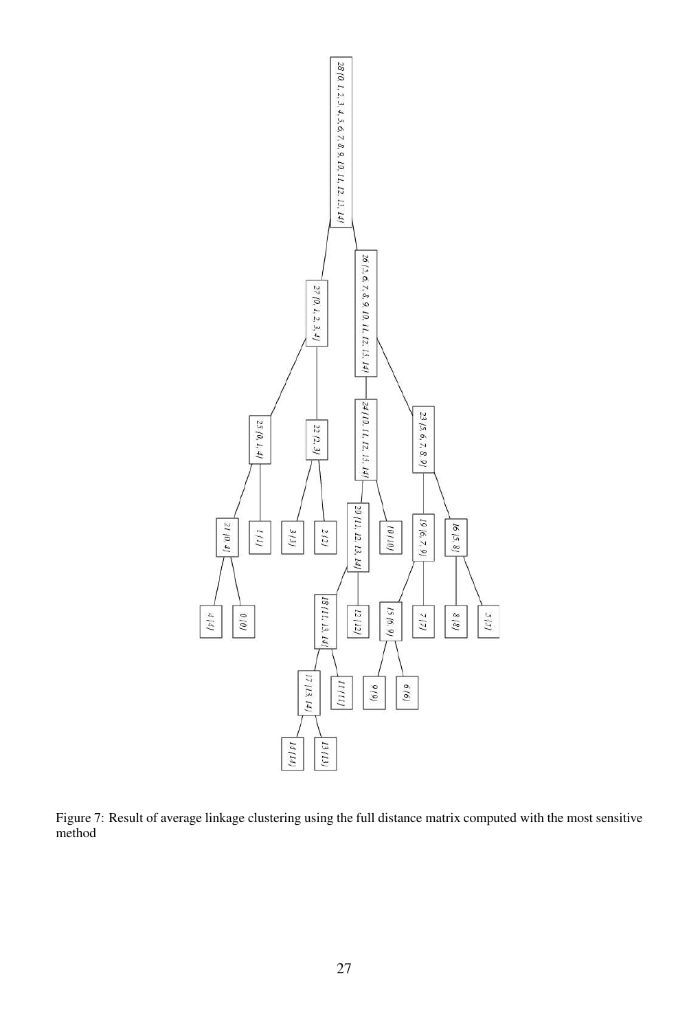Figure 7: Result of average linkage clustering using the full distance matrix computed with the most sensitive method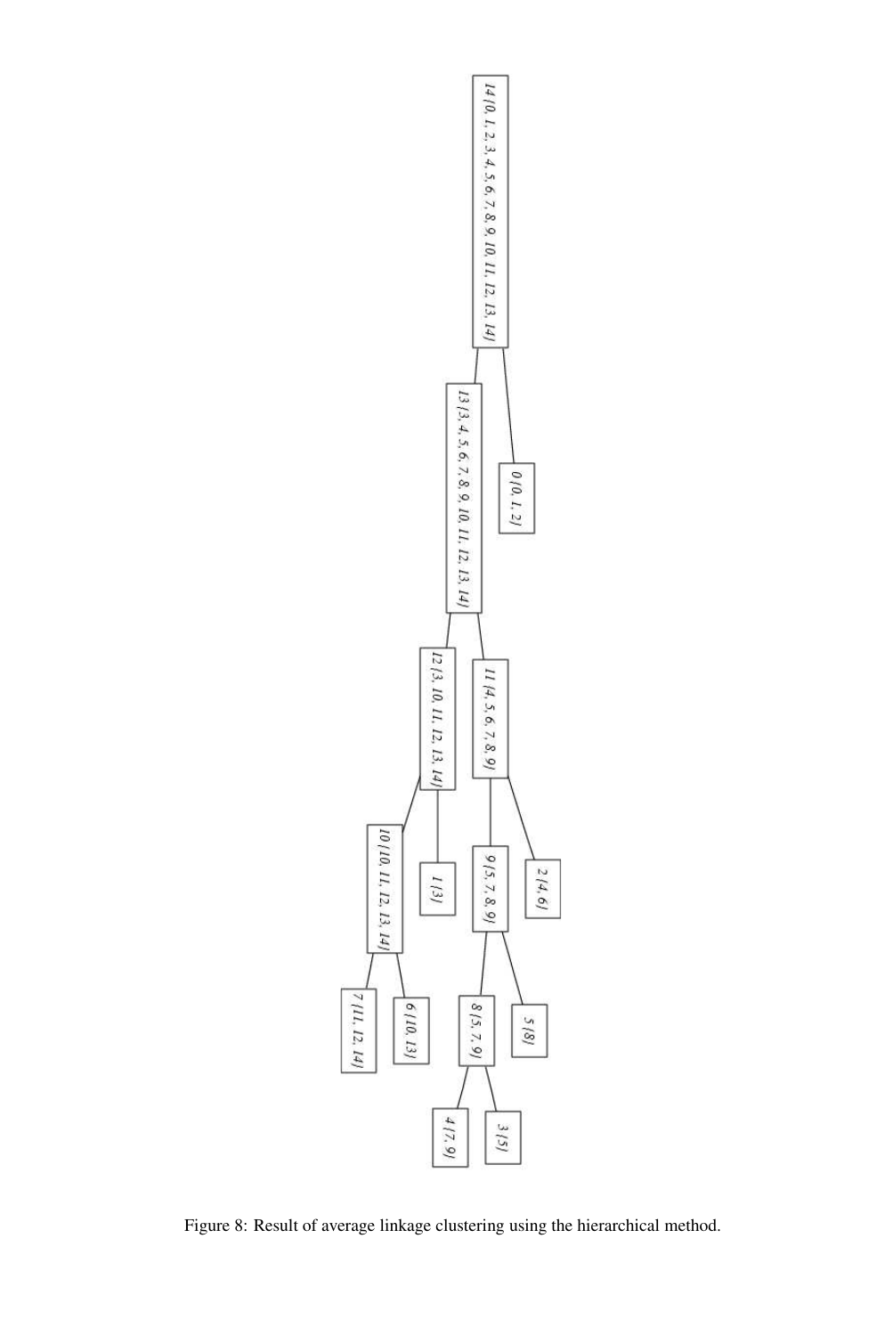Figure 8: Result of average linkage clustering using the hierarchical method.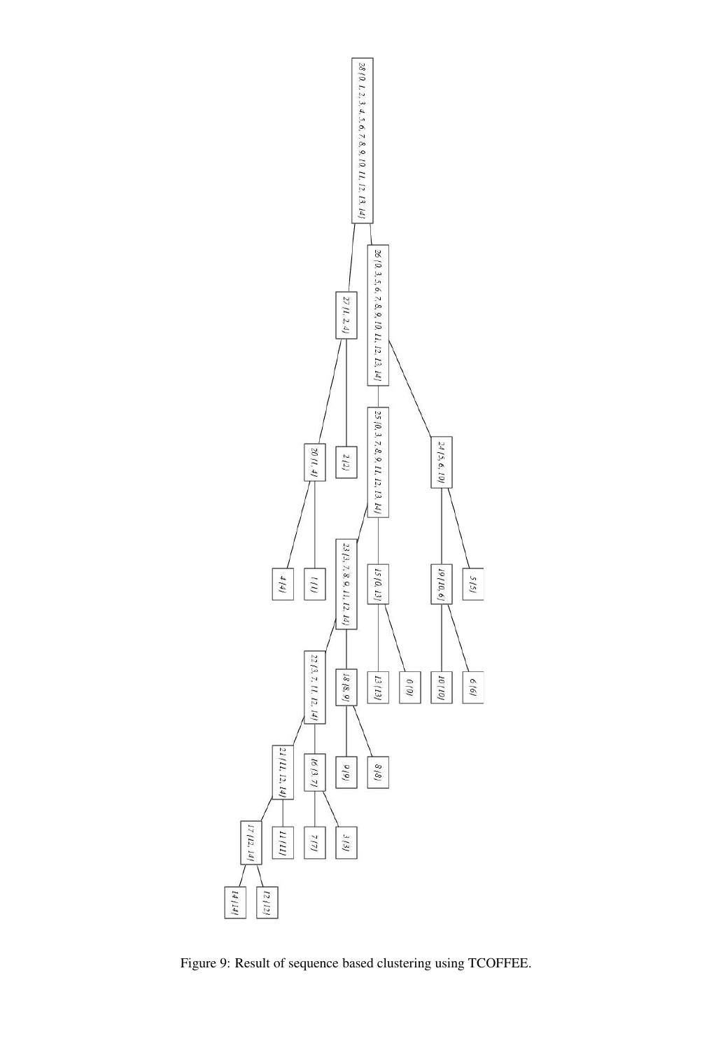28 {0, 1, 2, 3, 4, 5, 6, 7, 8, 9, 10, 11, 12, 13, 14}

27 {1, 2, 4}

26 {0, 3, 5, 6, 7, 8, 9, 10, 11, 12, 13, 14}

20 {1, 4}

2 {2}

25 {0, 3, 7, 8, 9, 11, 12, 13, 14}

24 {5, 6, 10}

4 {4}

1 {1}

23 {3, 7, 8, 9, 11, 12, 14}

15 {0, 13}

19 {10, 6}

5 {5}

22 {3, 7, 11, 12, 14}

18 {8, 9}

13 {13}

0 {0}

10 {10}

6 {6}

21 {11, 12, 14}

16 {3, 7}

9 {9}

8 {8}

17 {12, 14}

11 {11}

7 {7}

3 {3}

14 {14}

12 {12}

Figure 9: Result of sequence based clustering using TCOFFEE.